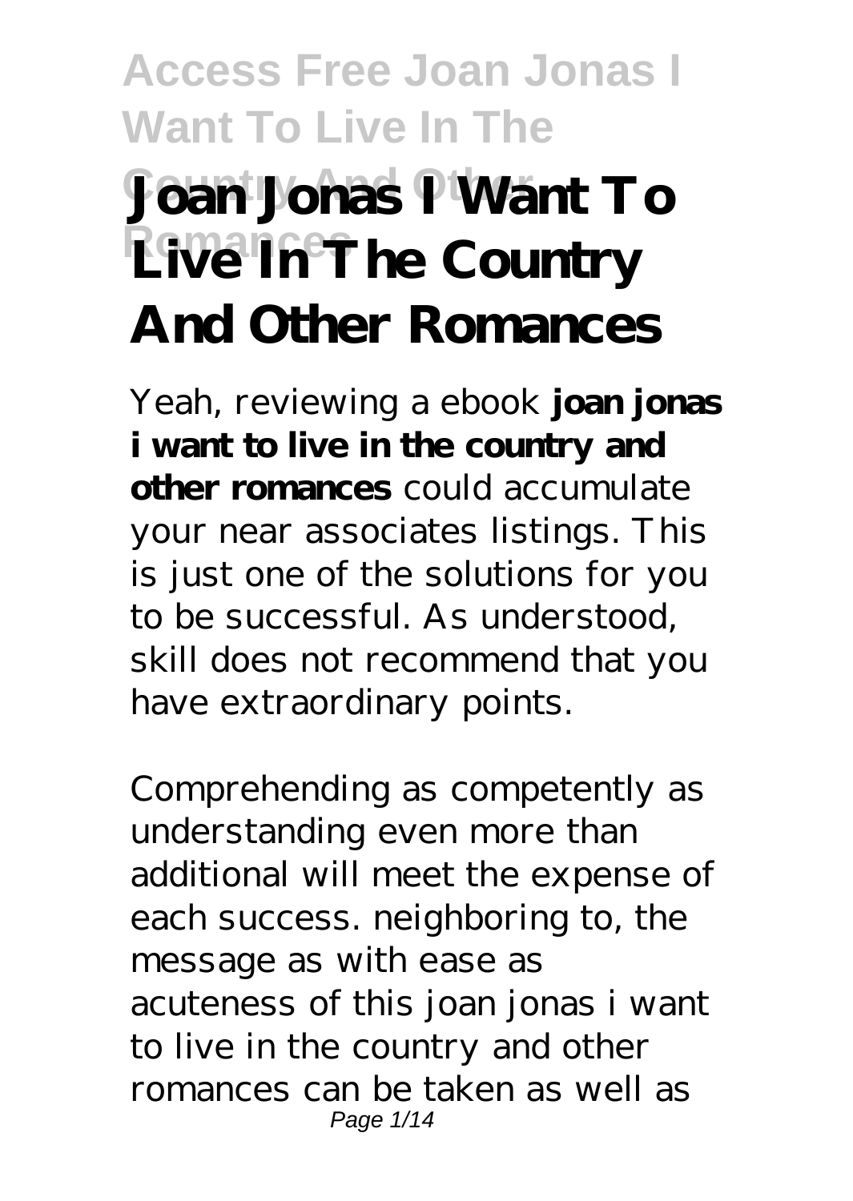# Joan Jonas I Want To Live In The Country And Other Romances

Yeah, reviewing a ebook **joan jonas i want to live in the country and other romances** could accumulate your near associates listings. This is just one of the solutions for you to be successful. As understood, skill does not recommend that you have extraordinary points.

Comprehending as competently as understanding even more than additional will meet the expense of each success. neighboring to, the message as with ease as acuteness of this joan jonas i want to live in the country and other romances can be taken as well as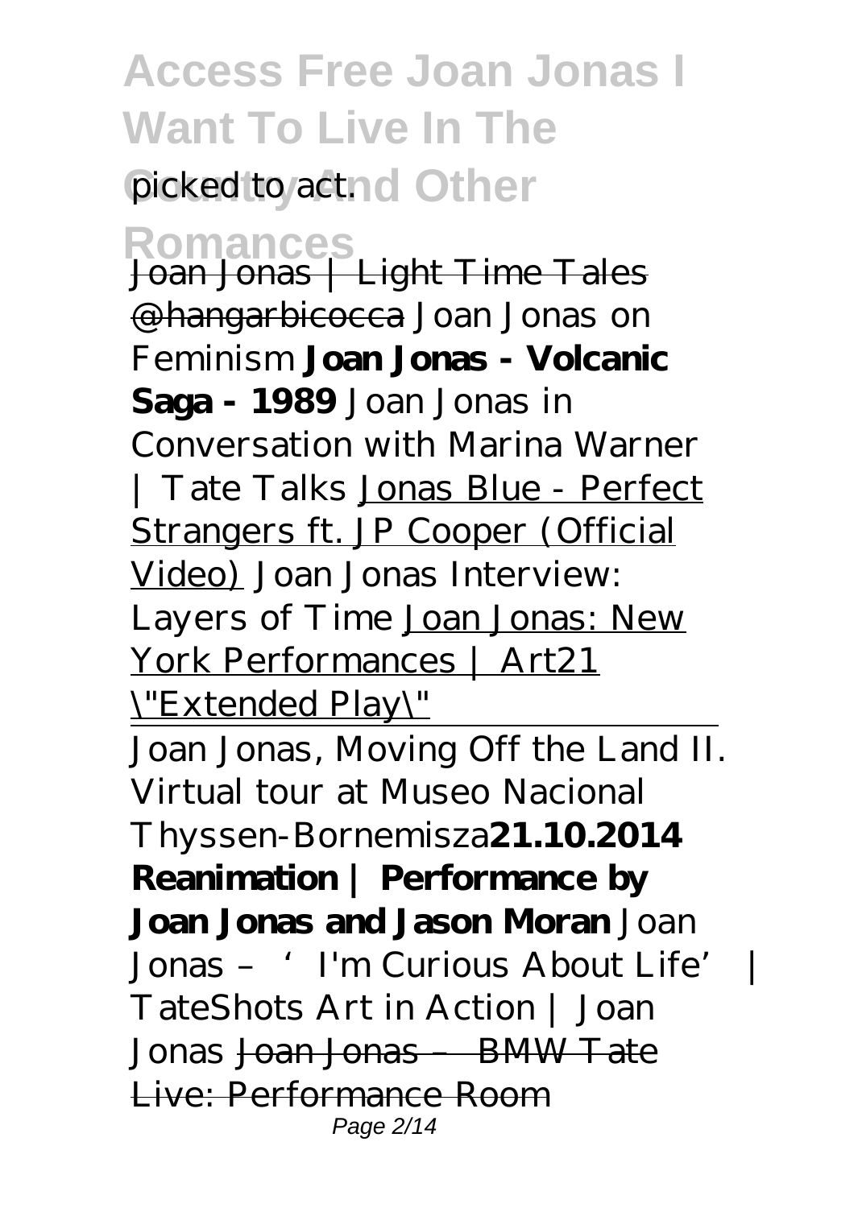picked to act.

Joan Jonas | Light Time Tales @hangarbicocca *Joan Jonas on Feminism* **Joan Jonas - Volcanic Saga - 1989** *Joan Jonas in Conversation with Marina Warner | Tate Talks* Jonas Blue - Perfect Strangers ft. JP Cooper (Official Video) *Joan Jonas Interview: Layers of Time* Joan Jonas: New York Performances | Art21 "Extended Play"

Joan Jonas, Moving Off the Land II. Virtual tour at Museo Nacional Thyssen-Bornemisza **21.10.2014 Reanimation | Performance by Joan Jonas and Jason Moran** *Joan Jonas – 'I'm Curious About Life' | TateShots Art in Action | Joan Jonas* Joan Jonas – BMW Tate Live: Performance Room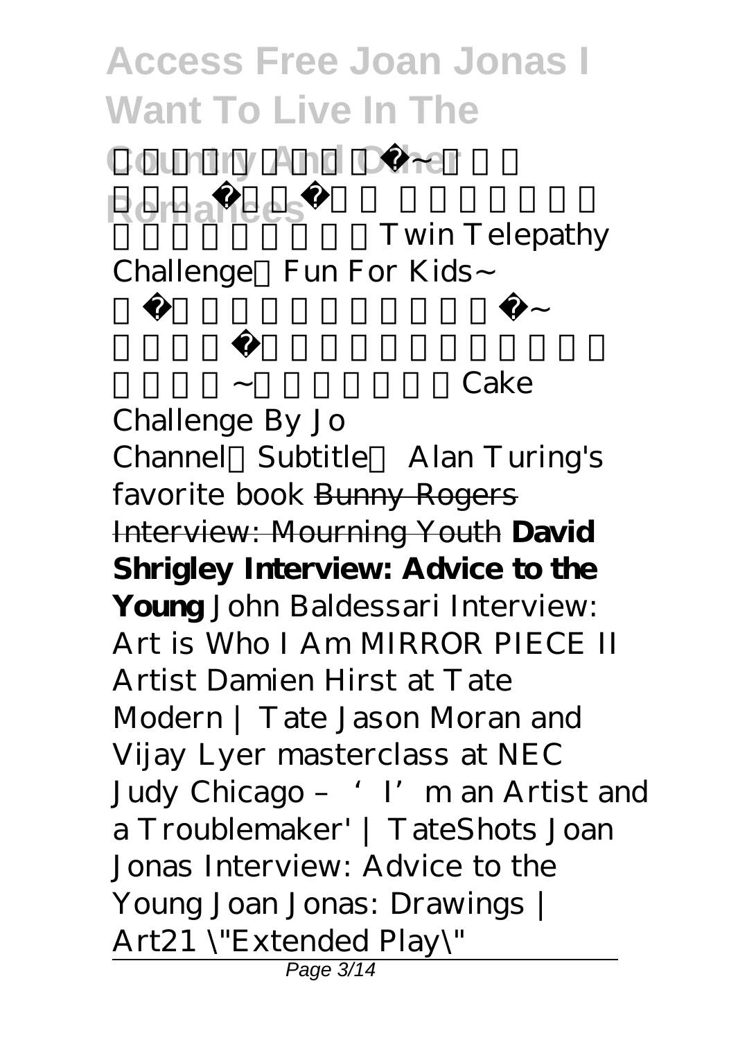Twin Telepathy Challenge Fun For Kids~

Cake Challenge By Jo Channel Subtitle Alan Turing's favorite book ~~Bunny Rogers Interview: Mourning Youth~~ **David Shrigley Interview: Advice to the Young** *John Baldessari Interview: Art is Who I Am MIRROR PIECE II Artist Damien Hirst at Tate Modern | Tate Jason Moran and Vijay Lyer masterclass at NEC Judy Chicago – 'I'm an Artist and a Troublemaker' | TateShots Joan Jonas Interview: Advice to the Young Joan Jonas: Drawings | Art21 \"Extended Play\"*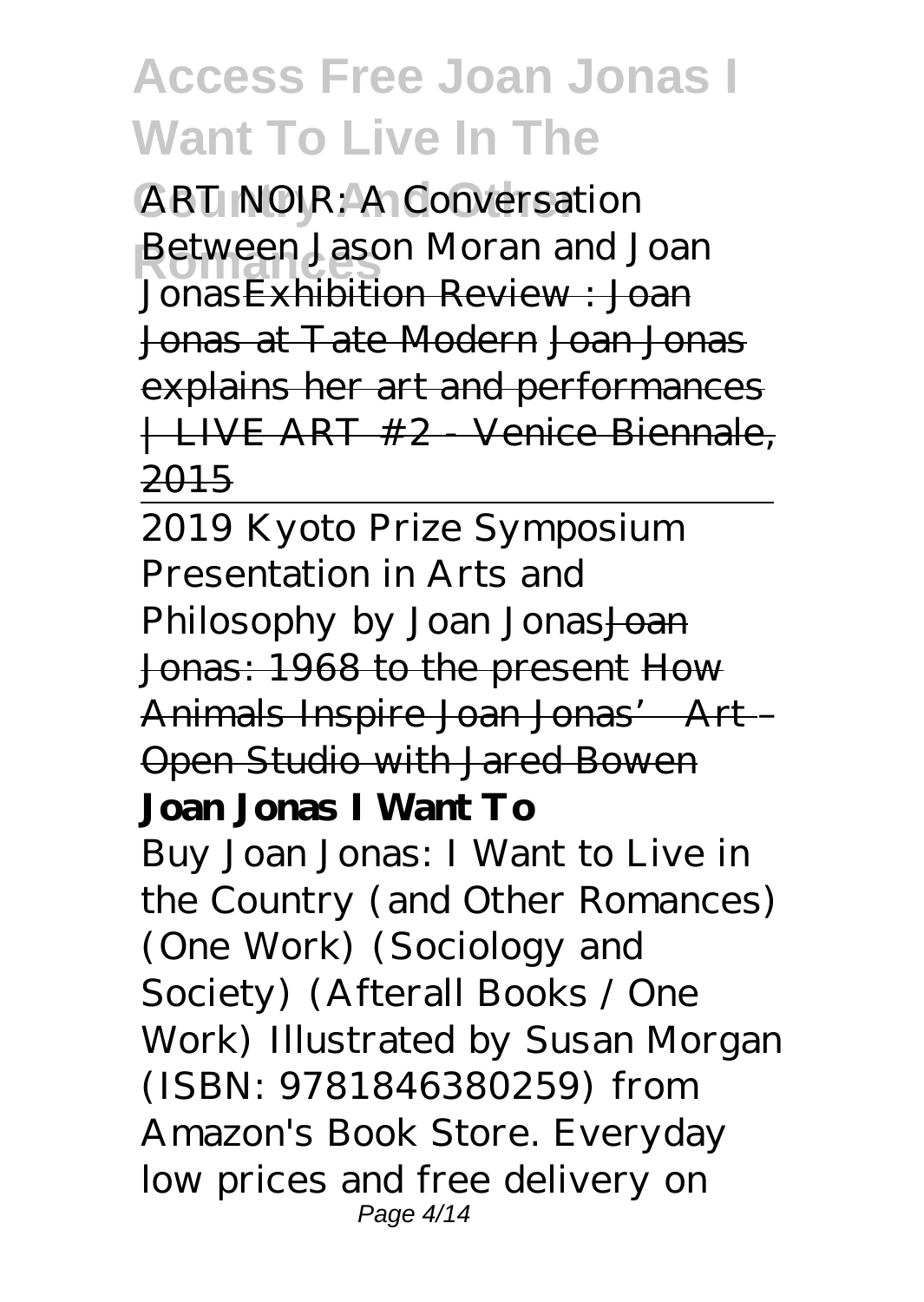*ART NOIR: A Conversation Between Jason Moran and Joan Jonas*~~Exhibition Review : Joan Jonas at Tate Modern~~ ~~Joan Jonas explains her art and performances | LIVE ART #2 - Venice Biennale, 2015~~

---

*2019 Kyoto Prize Symposium Presentation in Arts and Philosophy by Joan Jonas*~~Joan Jonas: 1968 to the present~~ ~~How Animals Inspire Joan Jonas' Art – Open Studio with Jared Bowen~~

**Joan Jonas I Want To**

Buy Joan Jonas: I Want to Live in the Country (and Other Romances) (One Work) (Sociology and Society) (Afterall Books / One Work) Illustrated by Susan Morgan (ISBN: 9781846380259) from Amazon's Book Store. Everyday low prices and free delivery on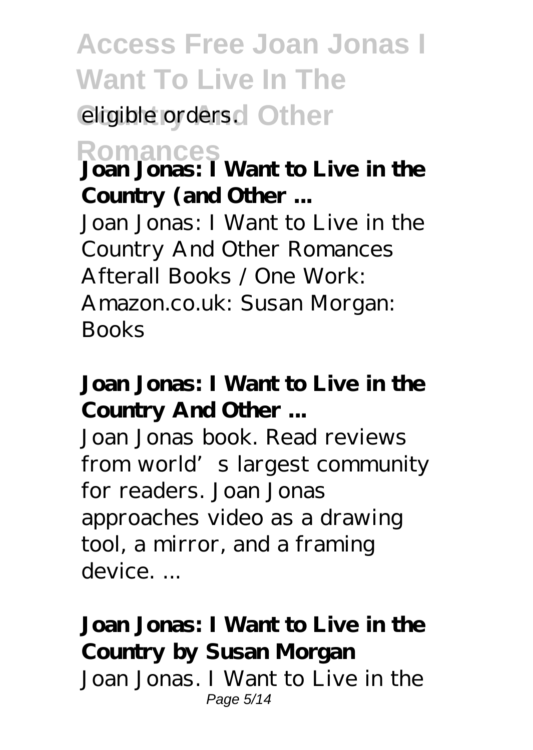eligible orders.

**Joan Jonas: I Want to Live in the Country (and Other ...**

Joan Jonas: I Want to Live in the Country And Other Romances Afterall Books / One Work: Amazon.co.uk: Susan Morgan: Books

**Joan Jonas: I Want to Live in the Country And Other ...**

Joan Jonas book. Read reviews from world's largest community for readers. Joan Jonas approaches video as a drawing tool, a mirror, and a framing device. ...

**Joan Jonas: I Want to Live in the Country by Susan Morgan**

Joan Jonas. I Want to Live in the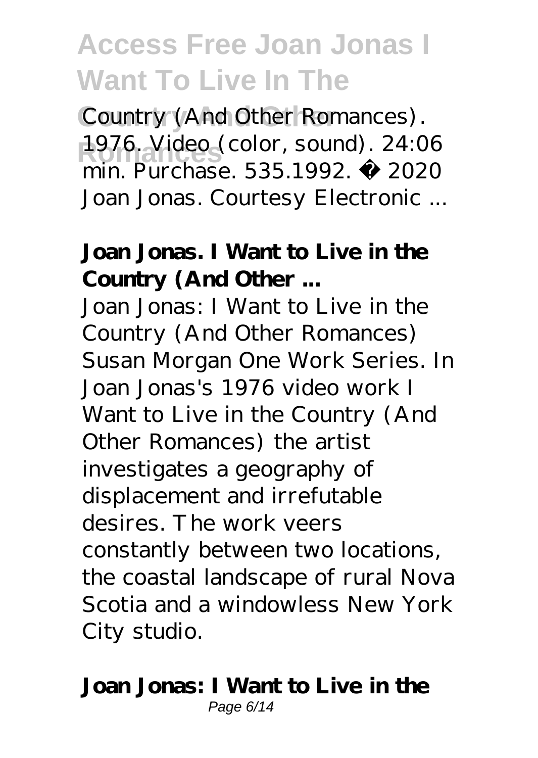Country (And Other Romances). 1976. Video (color, sound). 24:06 min. Purchase. 535.1992. © 2020 Joan Jonas. Courtesy Electronic ...

**Joan Jonas. I Want to Live in the Country (And Other ...**

Joan Jonas: I Want to Live in the Country (And Other Romances) Susan Morgan One Work Series. In Joan Jonas's 1976 video work I Want to Live in the Country (And Other Romances) the artist investigates a geography of displacement and irrefutable desires. The work veers constantly between two locations, the coastal landscape of rural Nova Scotia and a windowless New York City studio.

**Joan Jonas: I Want to Live in the**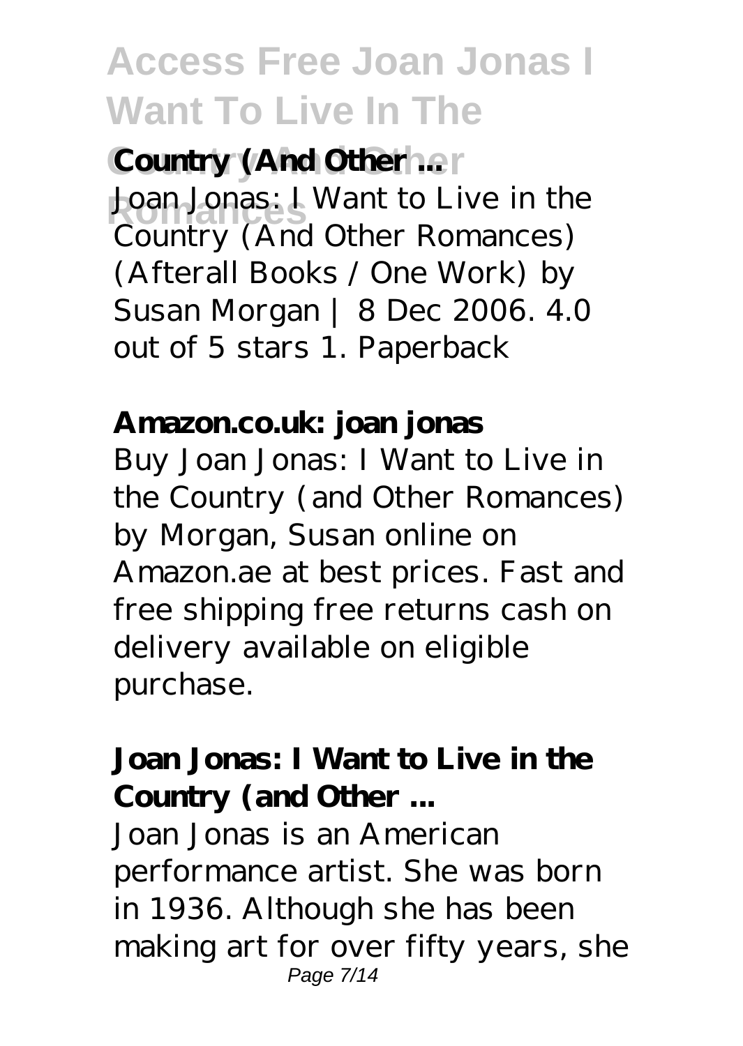**Country (And Other ...**

Joan Jonas: I Want to Live in the Country (And Other Romances) (Afterall Books / One Work) by Susan Morgan | 8 Dec 2006. 4.0 out of 5 stars 1. Paperback

**Amazon.co.uk: joan jonas**

Buy Joan Jonas: I Want to Live in the Country (and Other Romances) by Morgan, Susan online on Amazon.ae at best prices. Fast and free shipping free returns cash on delivery available on eligible purchase.

**Joan Jonas: I Want to Live in the Country (and Other ...**

Joan Jonas is an American performance artist. She was born in 1936. Although she has been making art for over fifty years, she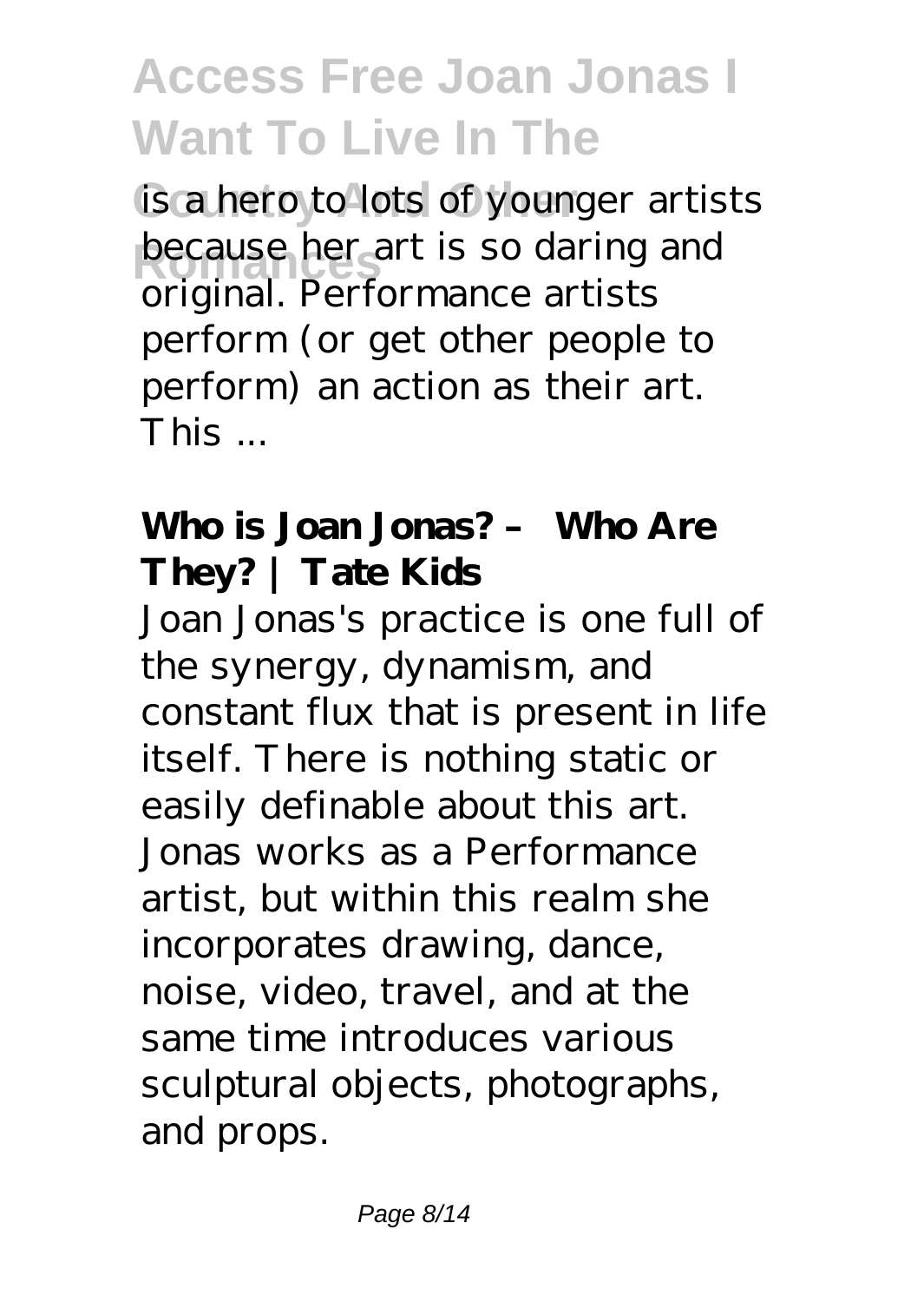is a hero to lots of younger artists because her art is so daring and original. Performance artists perform (or get other people to perform) an action as their art. This ...

**Who is Joan Jonas? – Who Are They? | Tate Kids**

Joan Jonas's practice is one full of the synergy, dynamism, and constant flux that is present in life itself. There is nothing static or easily definable about this art. Jonas works as a Performance artist, but within this realm she incorporates drawing, dance, noise, video, travel, and at the same time introduces various sculptural objects, photographs, and props.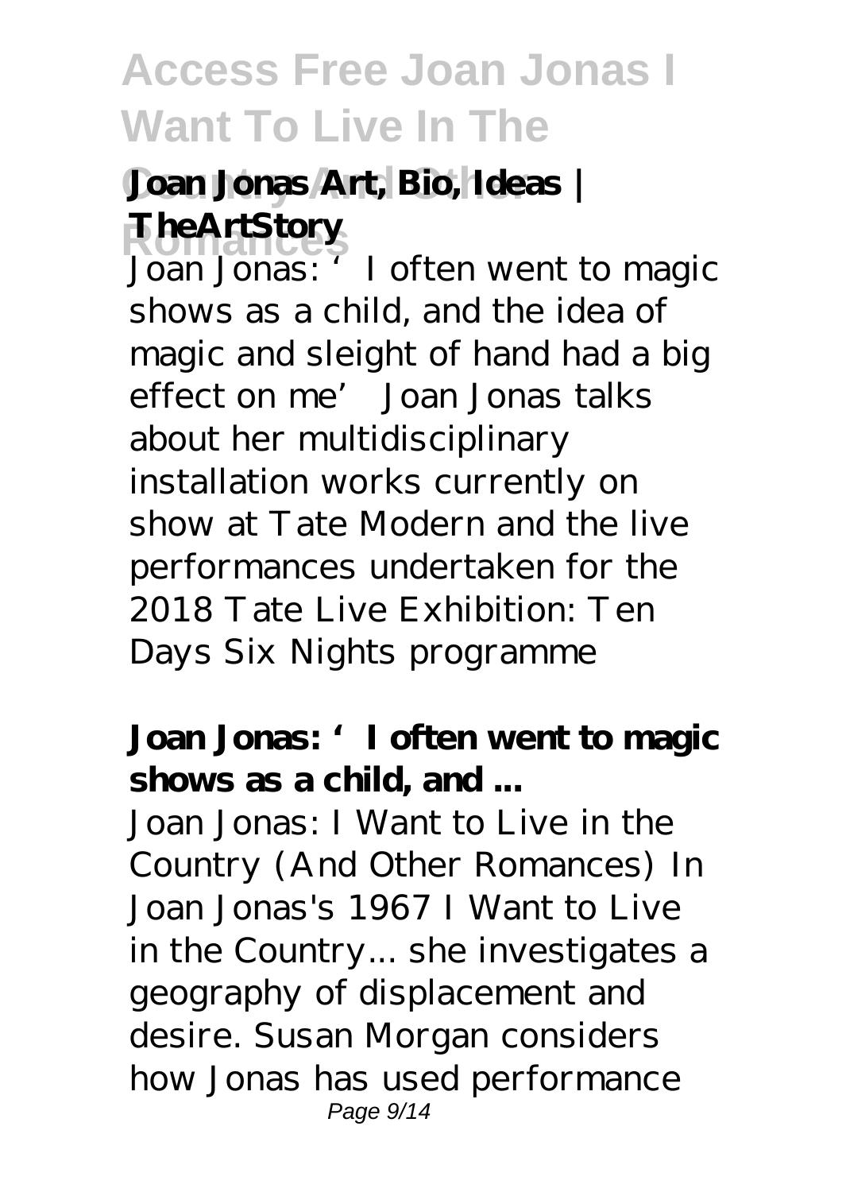**Joan Jonas Art, Bio, Ideas | TheArtStory**

Joan Jonas: 'I often went to magic shows as a child, and the idea of magic and sleight of hand had a big effect on me' Joan Jonas talks about her multidisciplinary installation works currently on show at Tate Modern and the live performances undertaken for the 2018 Tate Live Exhibition: Ten Days Six Nights programme

**Joan Jonas: 'I often went to magic shows as a child, and ...**

Joan Jonas: I Want to Live in the Country (And Other Romances) In Joan Jonas's 1967 I Want to Live in the Country... she investigates a geography of displacement and desire. Susan Morgan considers how Jonas has used performance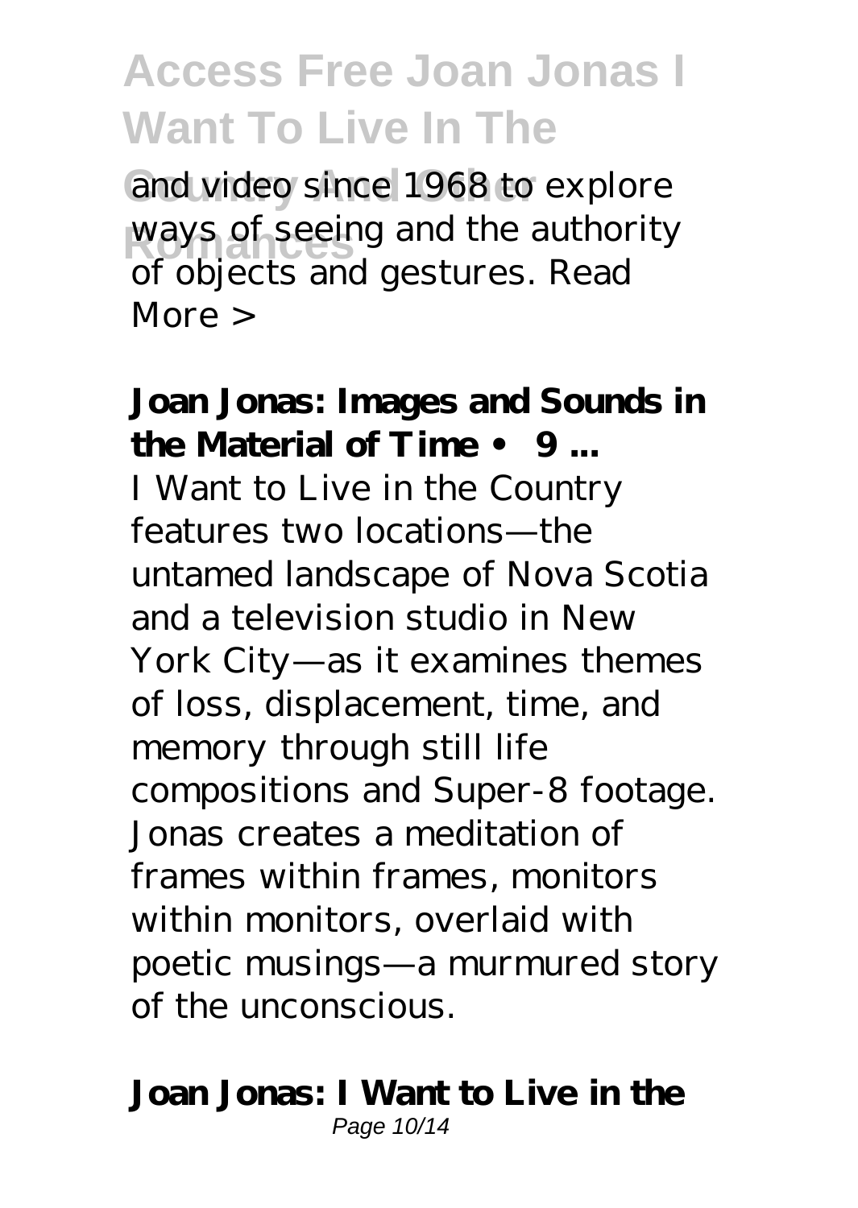and video since 1968 to explore ways of seeing and the authority of objects and gestures. Read More >

**Joan Jonas: Images and Sounds in the Material of Time • 9 ...**

I Want to Live in the Country features two locations—the untamed landscape of Nova Scotia and a television studio in New York City—as it examines themes of loss, displacement, time, and memory through still life compositions and Super-8 footage. Jonas creates a meditation of frames within frames, monitors within monitors, overlaid with poetic musings—a murmured story of the unconscious.

**Joan Jonas: I Want to Live in the**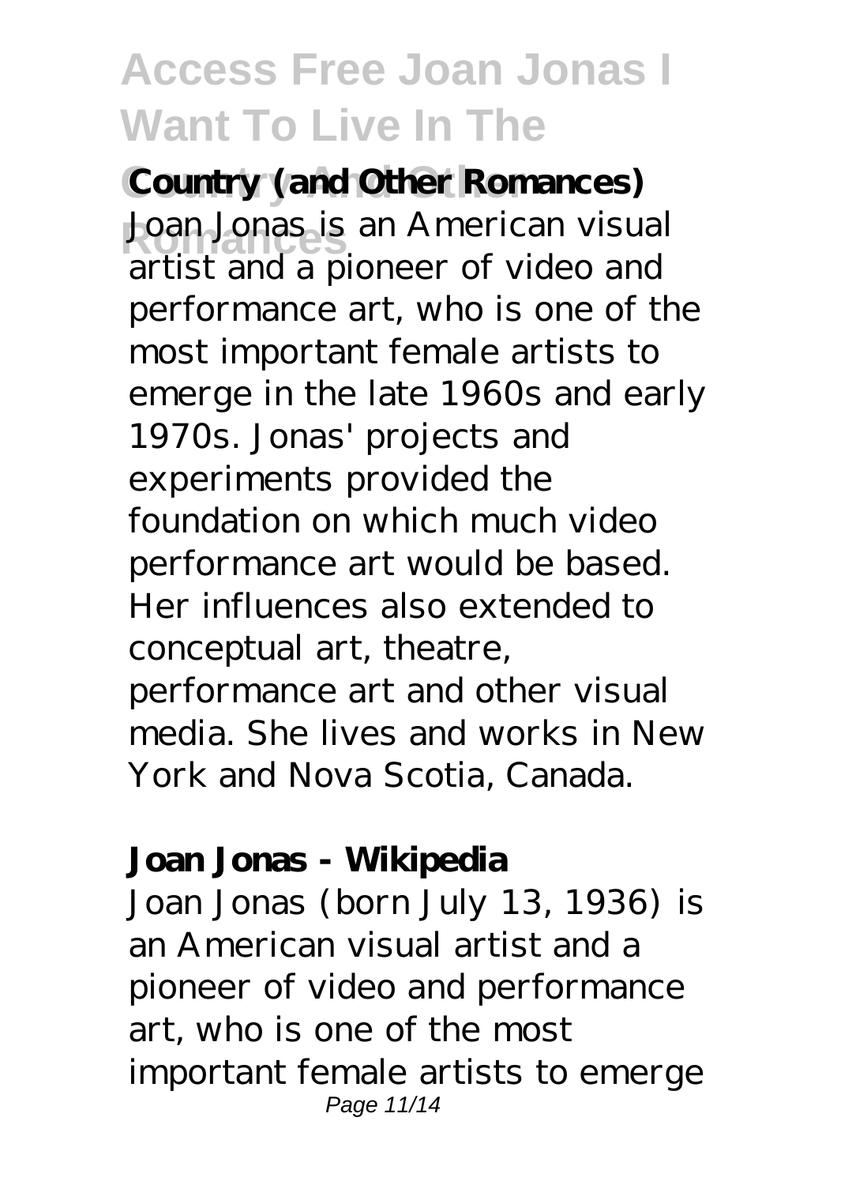**Country (and Other Romances)**

Joan Jonas is an American visual artist and a pioneer of video and performance art, who is one of the most important female artists to emerge in the late 1960s and early 1970s. Jonas' projects and experiments provided the foundation on which much video performance art would be based. Her influences also extended to conceptual art, theatre, performance art and other visual media. She lives and works in New York and Nova Scotia, Canada.

**Joan Jonas - Wikipedia**

Joan Jonas (born July 13, 1936) is an American visual artist and a pioneer of video and performance art, who is one of the most important female artists to emerge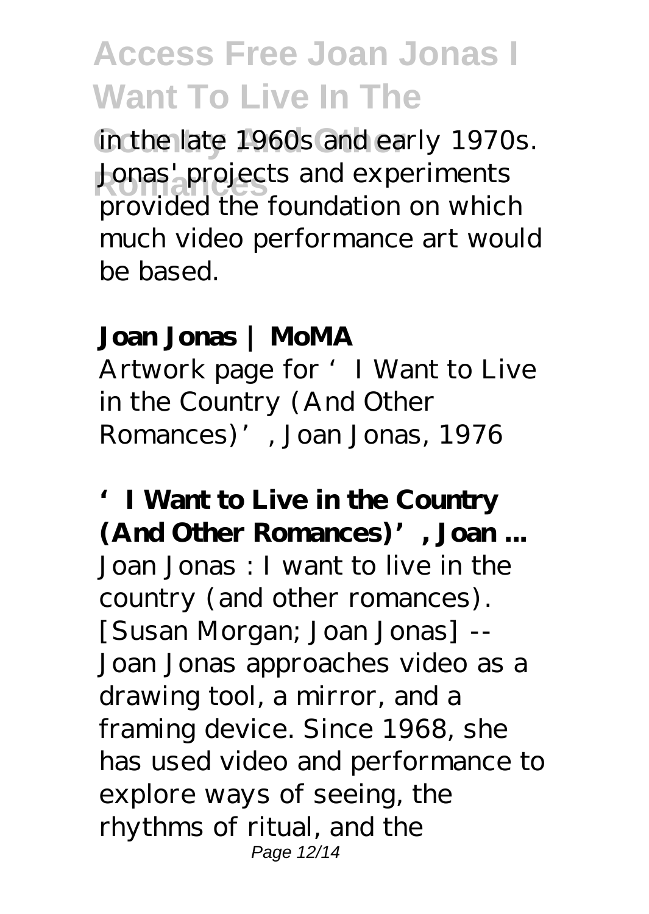in the late 1960s and early 1970s. Jonas' projects and experiments provided the foundation on which much video performance art would be based.

**Joan Jonas | MoMA**

Artwork page for 'I Want to Live in the Country (And Other Romances)', Joan Jonas, 1976

**'I Want to Live in the Country (And Other Romances)', Joan ...**

Joan Jonas : I want to live in the country (and other romances). [Susan Morgan; Joan Jonas] -- Joan Jonas approaches video as a drawing tool, a mirror, and a framing device. Since 1968, she has used video and performance to explore ways of seeing, the rhythms of ritual, and the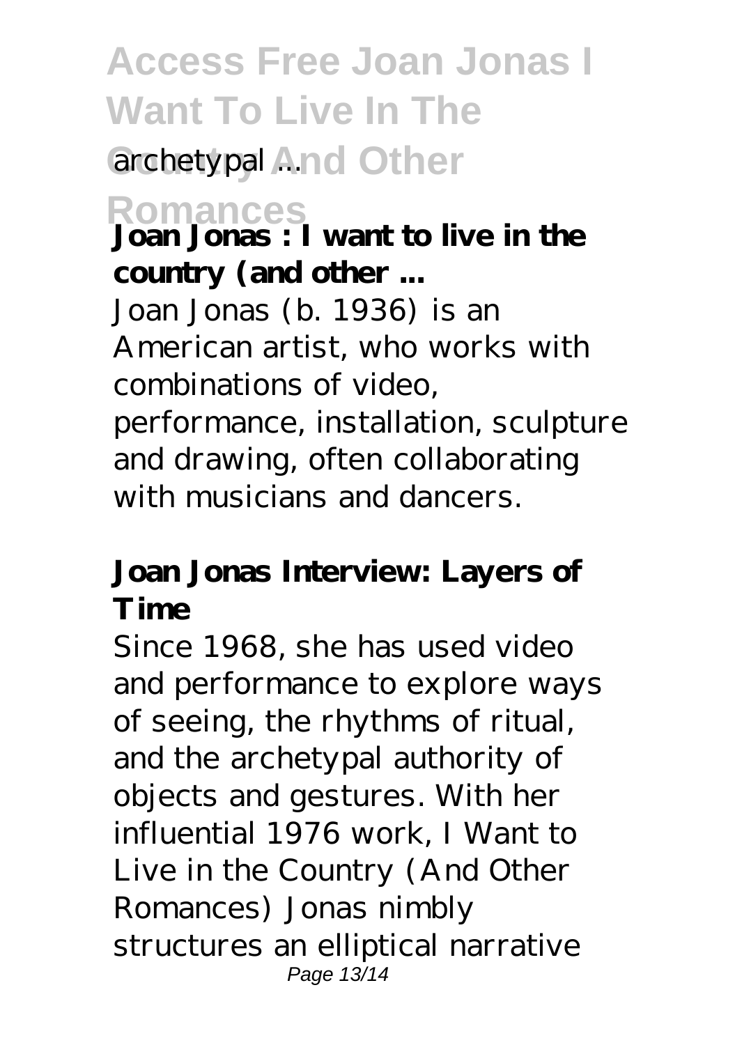archetypal ...

**Joan Jonas : I want to live in the country (and other ...**

Joan Jonas (b. 1936) is an American artist, who works with combinations of video, performance, installation, sculpture and drawing, often collaborating with musicians and dancers.

**Joan Jonas Interview: Layers of Time**

Since 1968, she has used video and performance to explore ways of seeing, the rhythms of ritual, and the archetypal authority of objects and gestures. With her influential 1976 work, I Want to Live in the Country (And Other Romances) Jonas nimbly structures an elliptical narrative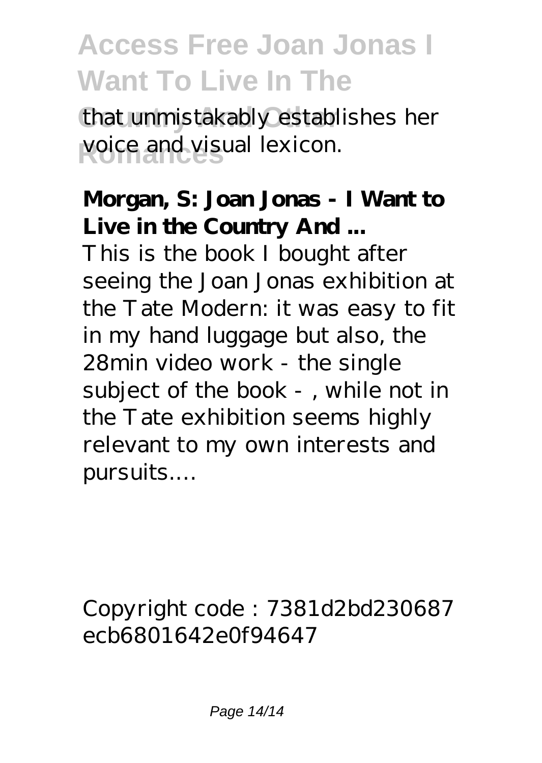that unmistakably establishes her voice and visual lexicon.

**Morgan, S: Joan Jonas - I Want to Live in the Country And ...**

This is the book I bought after seeing the Joan Jonas exhibition at the Tate Modern: it was easy to fit in my hand luggage but also, the 28min video work - the single subject of the book - , while not in the Tate exhibition seems highly relevant to my own interests and pursuits....

Copyright code : 7381d2bd230687ecb6801642e0f94647